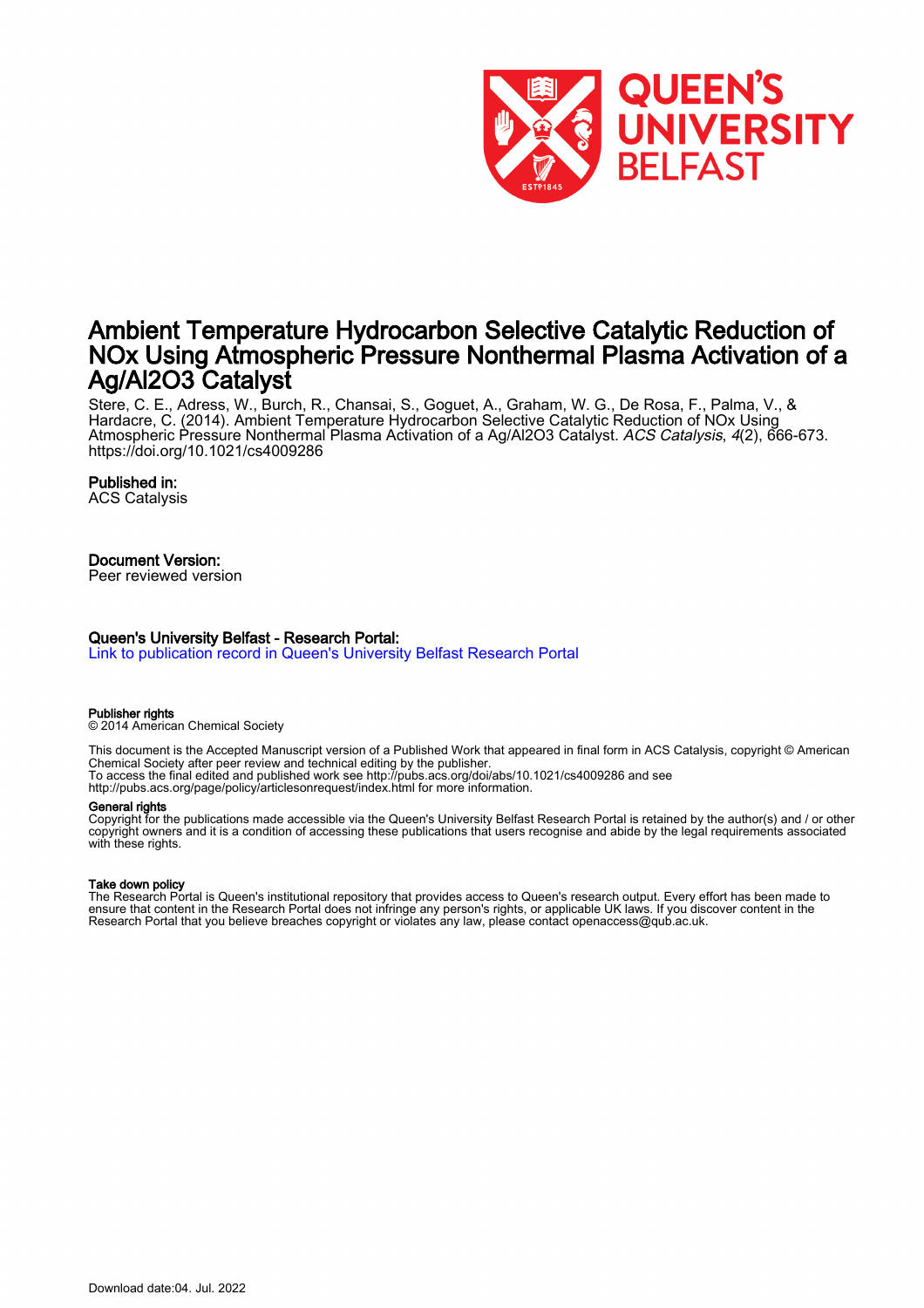# Ambient Temperature Hydrocarbon Selective Catalytic Reduction of NOx Using Atmospheric Pressure Nonthermal Plasma Activation of a Ag/Al2O3 Catalyst

Stere, C. E., Adress, W., Burch, R., Chansai, S., Goguet, A., Graham, W. G., De Rosa, F., Palma, V., & Hardacre, C. (2014). Ambient Temperature Hydrocarbon Selective Catalytic Reduction of NOx Using Atmospheric Pressure Nonthermal Plasma Activation of a Ag/Al2O3 Catalyst. *ACS Catalysis*, *4*(2), 666-673. https://doi.org/10.1021/cs4009286

## Published in:

ACS Catalysis

## Document Version:

Peer reviewed version

## Queen's University Belfast - Research Portal:

Link to publication record in Queen's University Belfast Research Portal

### Publisher rights

© 2014 American Chemical Society

This document is the Accepted Manuscript version of a Published Work that appeared in final form in ACS Catalysis, copyright © American Chemical Society after peer review and technical editing by the publisher.
To access the final edited and published work see http://pubs.acs.org/doi/abs/10.1021/cs4009286 and see http://pubs.acs.org/page/policy/articlesonrequest/index.html for more information.

### General rights

Copyright for the publications made accessible via the Queen's University Belfast Research Portal is retained by the author(s) and / or other copyright owners and it is a condition of accessing these publications that users recognise and abide by the legal requirements associated with these rights.

### Take down policy

The Research Portal is Queen's institutional repository that provides access to Queen's research output. Every effort has been made to ensure that content in the Research Portal does not infringe any person's rights, or applicable UK laws. If you discover content in the Research Portal that you believe breaches copyright or violates any law, please contact openaccess@qub.ac.uk.

Download date:04. Jul. 2022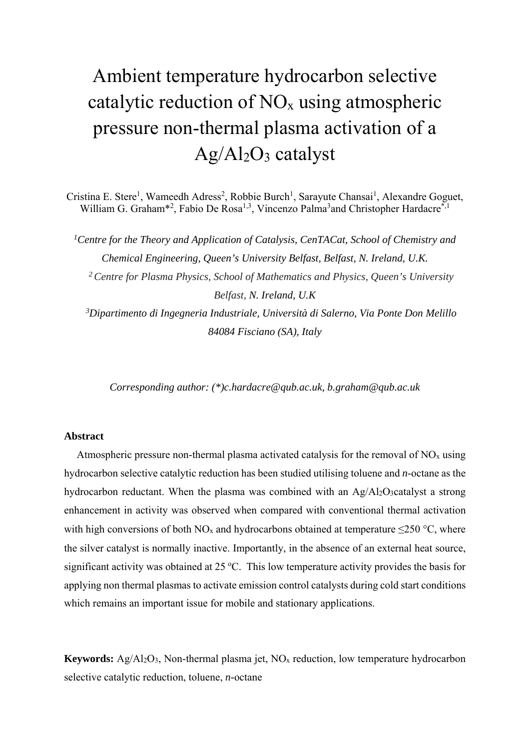# Ambient temperature hydrocarbon selective catalytic reduction of $NO_x$ using atmospheric pressure non-thermal plasma activation of a $Ag/Al_2O_3$ catalyst

Cristina E. Stere[1], Wameedh Adress[2], Robbie Burch[1], Sarayute Chansai[1], Alexandre Goguet, William G. Graham*[2], Fabio De Rosa[1,3], Vincenzo Palma[3] and Christopher Hardacre[*,1]

*[1]Centre for the Theory and Application of Catalysis, CenTACat, School of Chemistry and Chemical Engineering, Queen's University Belfast, Belfast, N. Ireland, U.K.*

*[2] Centre for Plasma Physics, School of Mathematics and Physics, Queen's University Belfast, N. Ireland, U.K*

*[3]Dipartimento di Ingegneria Industriale, Università di Salerno, Via Ponte Don Melillo 84084 Fisciano (SA), Italy*

*Corresponding author: (\*)c.hardacre@qub.ac.uk, b.graham@qub.ac.uk*

**Abstract**

Atmospheric pressure non-thermal plasma activated catalysis for the removal of $NO_x$ using hydrocarbon selective catalytic reduction has been studied utilising toluene and *n*-octane as the hydrocarbon reductant. When the plasma was combined with an $Ag/Al_2O_3$ catalyst a strong enhancement in activity was observed when compared with conventional thermal activation with high conversions of both $NO_x$ and hydrocarbons obtained at temperature ≤250 °C, where the silver catalyst is normally inactive. Importantly, in the absence of an external heat source, significant activity was obtained at 25 ºC. This low temperature activity provides the basis for applying non thermal plasmas to activate emission control catalysts during cold start conditions which remains an important issue for mobile and stationary applications.

**Keywords:** $Ag/Al_2O_3$, Non-thermal plasma jet, $NO_x$ reduction, low temperature hydrocarbon selective catalytic reduction, toluene, *n*-octane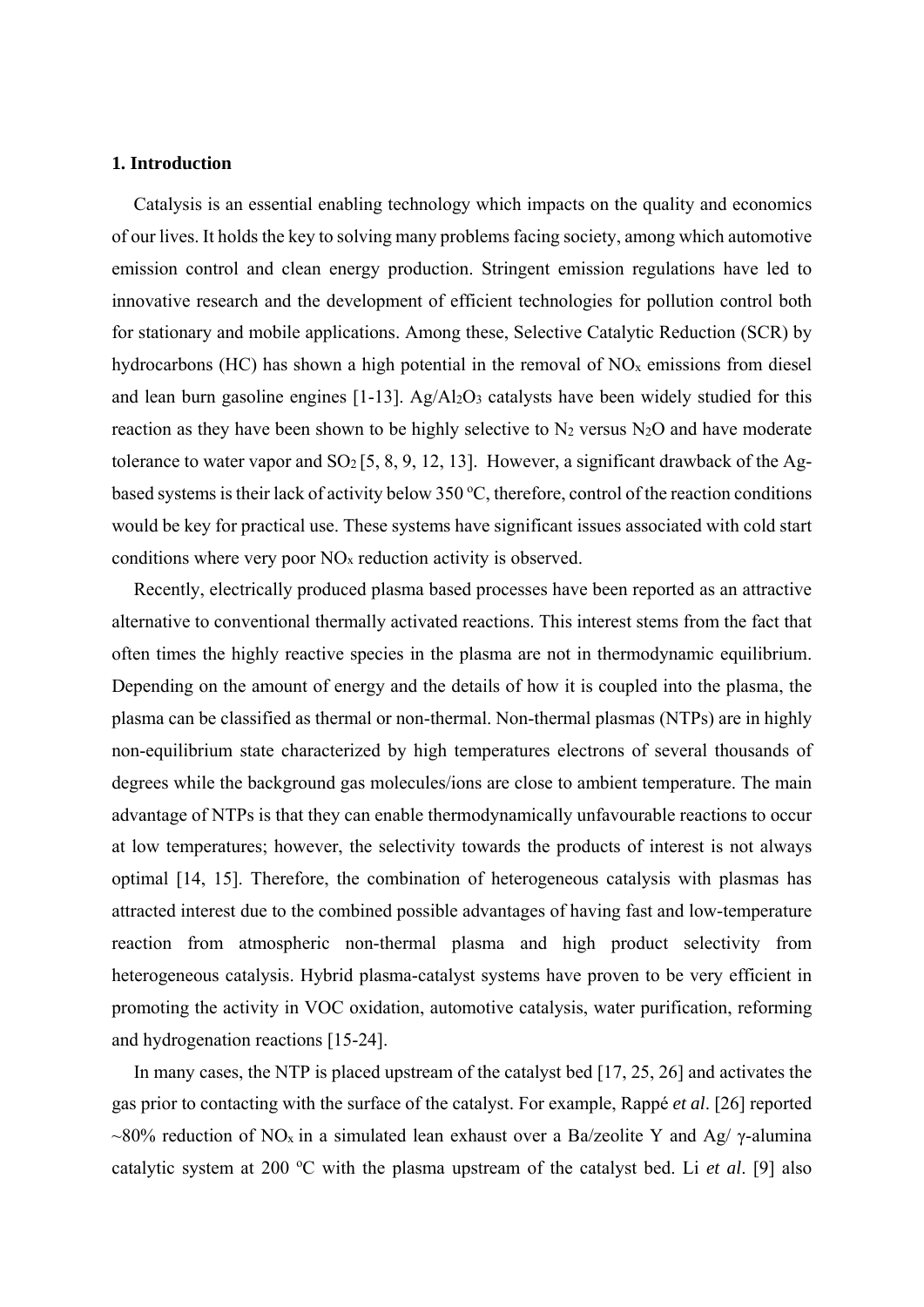## 1. Introduction

Catalysis is an essential enabling technology which impacts on the quality and economics of our lives. It holds the key to solving many problems facing society, among which automotive emission control and clean energy production. Stringent emission regulations have led to innovative research and the development of efficient technologies for pollution control both for stationary and mobile applications. Among these, Selective Catalytic Reduction (SCR) by hydrocarbons (HC) has shown a high potential in the removal of $NO_x$ emissions from diesel and lean burn gasoline engines [1-13]. $Ag/Al_2O_3$ catalysts have been widely studied for this reaction as they have been shown to be highly selective to $N_2$ versus $N_2O$ and have moderate tolerance to water vapor and $SO_2$ [5, 8, 9, 12, 13]. However, a significant drawback of the Ag-based systems is their lack of activity below 350 °C, therefore, control of the reaction conditions would be key for practical use. These systems have significant issues associated with cold start conditions where very poor $NO_x$ reduction activity is observed.

Recently, electrically produced plasma based processes have been reported as an attractive alternative to conventional thermally activated reactions. This interest stems from the fact that often times the highly reactive species in the plasma are not in thermodynamic equilibrium. Depending on the amount of energy and the details of how it is coupled into the plasma, the plasma can be classified as thermal or non-thermal. Non-thermal plasmas (NTPs) are in highly non-equilibrium state characterized by high temperatures electrons of several thousands of degrees while the background gas molecules/ions are close to ambient temperature. The main advantage of NTPs is that they can enable thermodynamically unfavourable reactions to occur at low temperatures; however, the selectivity towards the products of interest is not always optimal [14, 15]. Therefore, the combination of heterogeneous catalysis with plasmas has attracted interest due to the combined possible advantages of having fast and low-temperature reaction from atmospheric non-thermal plasma and high product selectivity from heterogeneous catalysis. Hybrid plasma-catalyst systems have proven to be very efficient in promoting the activity in VOC oxidation, automotive catalysis, water purification, reforming and hydrogenation reactions [15-24].

In many cases, the NTP is placed upstream of the catalyst bed [17, 25, 26] and activates the gas prior to contacting with the surface of the catalyst. For example, Rappé *et al*. [26] reported ~80% reduction of $NO_x$ in a simulated lean exhaust over a Ba/zeolite Y and Ag/ γ-alumina catalytic system at 200 °C with the plasma upstream of the catalyst bed. Li *et al*. [9] also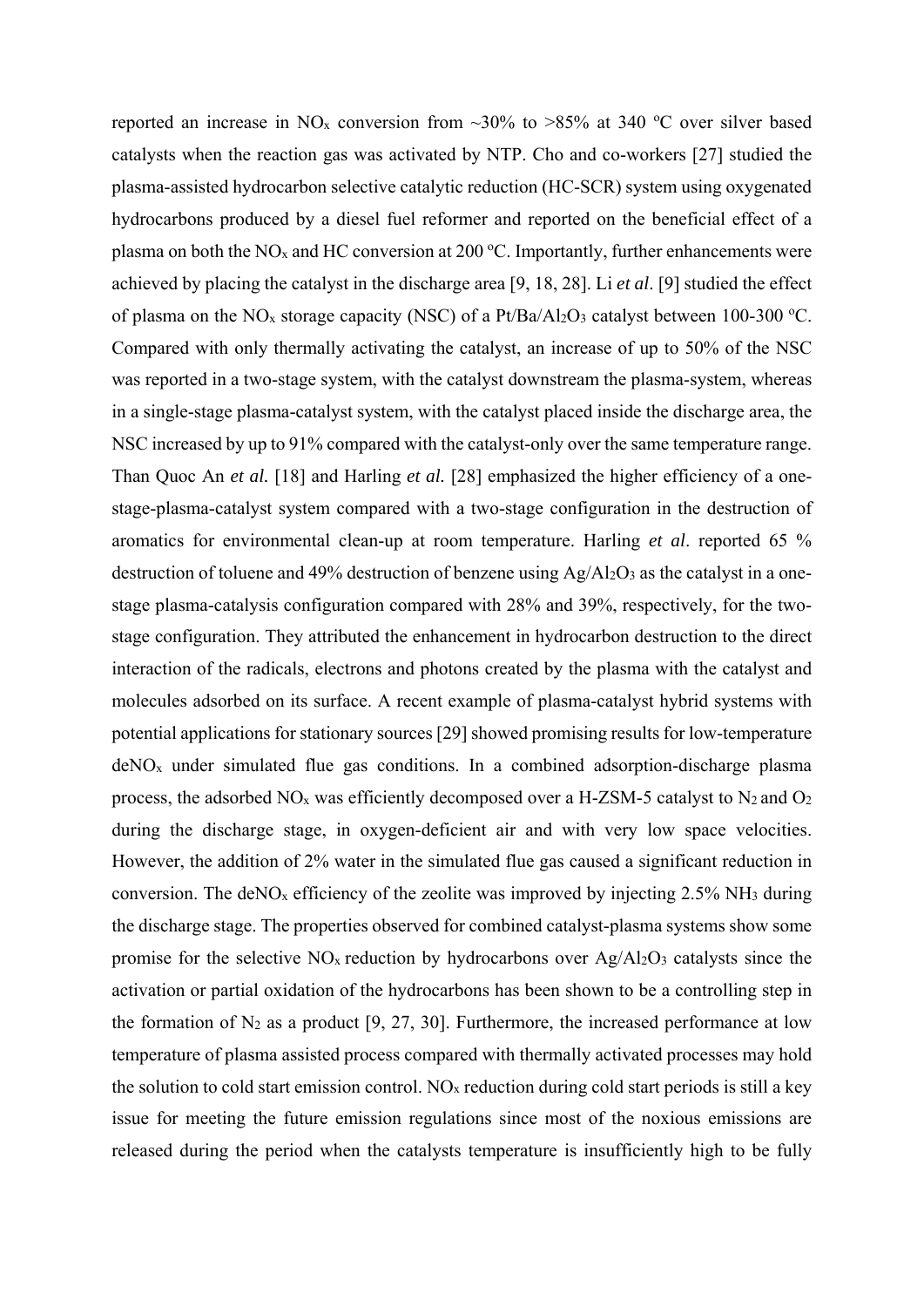reported an increase in $NO_x$ conversion from ~30% to >85% at 340 ºC over silver based catalysts when the reaction gas was activated by NTP. Cho and co-workers [27] studied the plasma-assisted hydrocarbon selective catalytic reduction (HC-SCR) system using oxygenated hydrocarbons produced by a diesel fuel reformer and reported on the beneficial effect of a plasma on both the $NO_x$ and HC conversion at 200 ºC. Importantly, further enhancements were achieved by placing the catalyst in the discharge area [9, 18, 28]. Li *et al*. [9] studied the effect of plasma on the $NO_x$ storage capacity (NSC) of a $Pt/Ba/Al_2O_3$ catalyst between 100-300 ºC. Compared with only thermally activating the catalyst, an increase of up to 50% of the NSC was reported in a two-stage system, with the catalyst downstream the plasma-system, whereas in a single-stage plasma-catalyst system, with the catalyst placed inside the discharge area, the NSC increased by up to 91% compared with the catalyst-only over the same temperature range. Than Quoc An *et al.* [18] and Harling *et al.* [28] emphasized the higher efficiency of a one-stage-plasma-catalyst system compared with a two-stage configuration in the destruction of aromatics for environmental clean-up at room temperature. Harling *et al*. reported 65 % destruction of toluene and 49% destruction of benzene using $Ag/Al_2O_3$ as the catalyst in a one-stage plasma-catalysis configuration compared with 28% and 39%, respectively, for the two-stage configuration. They attributed the enhancement in hydrocarbon destruction to the direct interaction of the radicals, electrons and photons created by the plasma with the catalyst and molecules adsorbed on its surface. A recent example of plasma-catalyst hybrid systems with potential applications for stationary sources [29] showed promising results for low-temperature de$NO_x$ under simulated flue gas conditions. In a combined adsorption-discharge plasma process, the adsorbed $NO_x$ was efficiently decomposed over a H-ZSM-5 catalyst to $N_2$ and $O_2$ during the discharge stage, in oxygen-deficient air and with very low space velocities. However, the addition of 2% water in the simulated flue gas caused a significant reduction in conversion. The de$NO_x$ efficiency of the zeolite was improved by injecting 2.5% $NH_3$ during the discharge stage. The properties observed for combined catalyst-plasma systems show some promise for the selective $NO_x$ reduction by hydrocarbons over $Ag/Al_2O_3$ catalysts since the activation or partial oxidation of the hydrocarbons has been shown to be a controlling step in the formation of $N_2$ as a product [9, 27, 30]. Furthermore, the increased performance at low temperature of plasma assisted process compared with thermally activated processes may hold the solution to cold start emission control. $NO_x$ reduction during cold start periods is still a key issue for meeting the future emission regulations since most of the noxious emissions are released during the period when the catalysts temperature is insufficiently high to be fully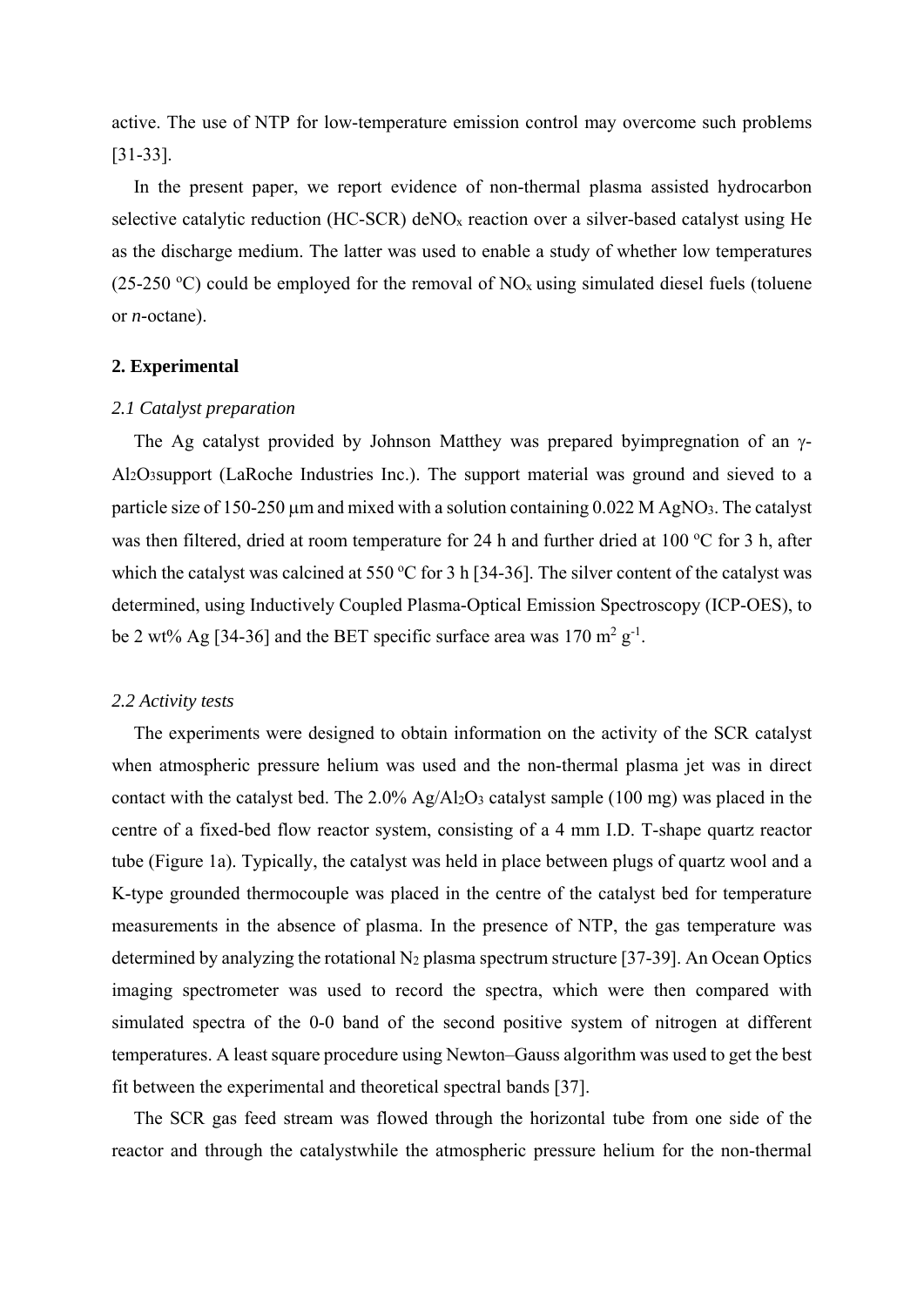active. The use of NTP for low-temperature emission control may overcome such problems [31-33].

In the present paper, we report evidence of non-thermal plasma assisted hydrocarbon selective catalytic reduction (HC-SCR) deNO$_x$ reaction over a silver-based catalyst using He as the discharge medium. The latter was used to enable a study of whether low temperatures (25-250 $^o$C) could be employed for the removal of NO$_x$ using simulated diesel fuels (toluene or *n*-octane).

## 2. Experimental

### *2.1 Catalyst preparation*

The Ag catalyst provided by Johnson Matthey was prepared byimpregnation of an γ-Al$_2$O$_3$support (LaRoche Industries Inc.). The support material was ground and sieved to a particle size of 150-250 μm and mixed with a solution containing 0.022 M AgNO$_3$. The catalyst was then filtered, dried at room temperature for 24 h and further dried at 100 $^o$C for 3 h, after which the catalyst was calcined at 550 $^o$C for 3 h [34-36]. The silver content of the catalyst was determined, using Inductively Coupled Plasma-Optical Emission Spectroscopy (ICP-OES), to be 2 wt% Ag [34-36] and the BET specific surface area was 170 m$^2$ g$^{-1}$.

### *2.2 Activity tests*

The experiments were designed to obtain information on the activity of the SCR catalyst when atmospheric pressure helium was used and the non-thermal plasma jet was in direct contact with the catalyst bed. The 2.0% Ag/Al$_2$O$_3$ catalyst sample (100 mg) was placed in the centre of a fixed-bed flow reactor system, consisting of a 4 mm I.D. T-shape quartz reactor tube (Figure 1a). Typically, the catalyst was held in place between plugs of quartz wool and a K-type grounded thermocouple was placed in the centre of the catalyst bed for temperature measurements in the absence of plasma. In the presence of NTP, the gas temperature was determined by analyzing the rotational N$_2$ plasma spectrum structure [37-39]. An Ocean Optics imaging spectrometer was used to record the spectra, which were then compared with simulated spectra of the 0-0 band of the second positive system of nitrogen at different temperatures. A least square procedure using Newton–Gauss algorithm was used to get the best fit between the experimental and theoretical spectral bands [37].

The SCR gas feed stream was flowed through the horizontal tube from one side of the reactor and through the catalystwhile the atmospheric pressure helium for the non-thermal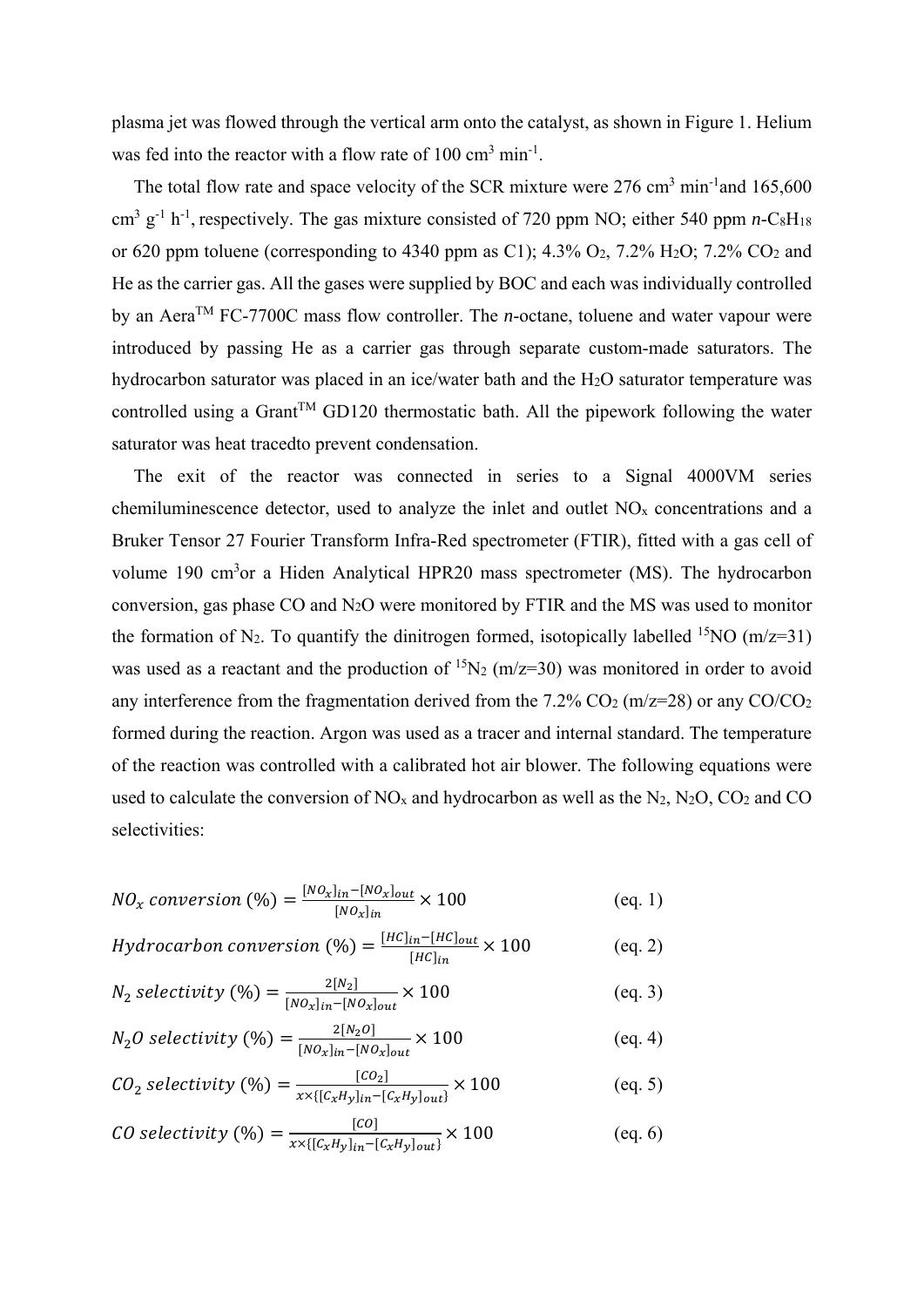plasma jet was flowed through the vertical arm onto the catalyst, as shown in Figure 1. Helium was fed into the reactor with a flow rate of 100 $cm^3\ min^{-1}$.

The total flow rate and space velocity of the SCR mixture were 276 $cm^3\ min^{-1}$and 165,600 $cm^3\ g^{-1}\ h^{-1}$, respectively. The gas mixture consisted of 720 ppm NO; either 540 ppm *n*-$C_8H_{18}$ or 620 ppm toluene (corresponding to 4340 ppm as C1); 4.3% $O_2$, 7.2% $H_2O$; 7.2% $CO_2$ and He as the carrier gas. All the gases were supplied by BOC and each was individually controlled by an Aera™ FC-7700C mass flow controller. The *n*-octane, toluene and water vapour were introduced by passing He as a carrier gas through separate custom-made saturators. The hydrocarbon saturator was placed in an ice/water bath and the $H_2O$ saturator temperature was controlled using a Grant™ GD120 thermostatic bath. All the pipework following the water saturator was heat tracedto prevent condensation.

The exit of the reactor was connected in series to a Signal 4000VM series chemiluminescence detector, used to analyze the inlet and outlet $NO_x$ concentrations and a Bruker Tensor 27 Fourier Transform Infra-Red spectrometer (FTIR), fitted with a gas cell of volume 190 $cm^3$or a Hiden Analytical HPR20 mass spectrometer (MS). The hydrocarbon conversion, gas phase CO and $N_2O$ were monitored by FTIR and the MS was used to monitor the formation of $N_2$. To quantify the dinitrogen formed, isotopically labelled $^{15}NO$ (m/z=31) was used as a reactant and the production of $^{15}N_2$ (m/z=30) was monitored in order to avoid any interference from the fragmentation derived from the 7.2% $CO_2$ (m/z=28) or any $CO/CO_2$ formed during the reaction. Argon was used as a tracer and internal standard. The temperature of the reaction was controlled with a calibrated hot air blower. The following equations were used to calculate the conversion of $NO_x$ and hydrocarbon as well as the $N_2$, $N_2O$, $CO_2$ and CO selectivities:

$$NO_x\ conversion\ (\%) = \frac{[NO_x]_{in} - [NO_x]_{out}}{[NO_x]_{in}} \times 100 \quad \text{(eq. 1)}$$

$$Hydrocarbon\ conversion\ (\%) = \frac{[HC]_{in} - [HC]_{out}}{[HC]_{in}} \times 100 \quad \text{(eq. 2)}$$

$$N_2\ selectivity\ (\%) = \frac{2[N_2]}{[NO_x]_{in} - [NO_x]_{out}} \times 100 \quad \text{(eq. 3)}$$

$$N_2O\ selectivity\ (\%) = \frac{2[N_2O]}{[NO_x]_{in} - [NO_x]_{out}} \times 100 \quad \text{(eq. 4)}$$

$$CO_2\ selectivity\ (\%) = \frac{[CO_2]}{x \times \{[C_xH_y]_{in} - [C_xH_y]_{out}\}} \times 100 \quad \text{(eq. 5)}$$

$$CO\ selectivity\ (\%) = \frac{[CO]}{x \times \{[C_xH_y]_{in} - [C_xH_y]_{out}\}} \times 100 \quad \text{(eq. 6)}$$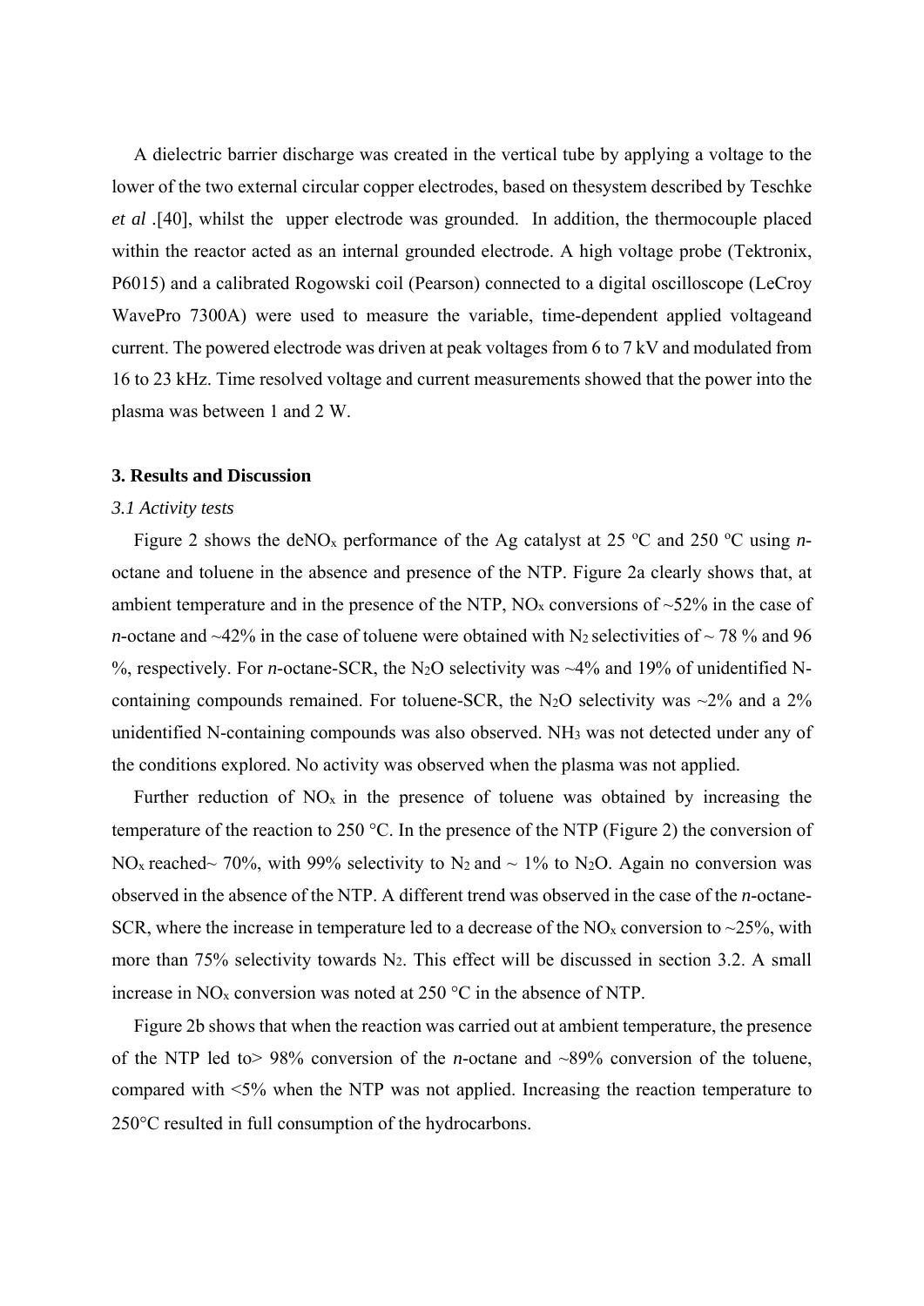A dielectric barrier discharge was created in the vertical tube by applying a voltage to the lower of the two external circular copper electrodes, based on thesystem described by Teschke *et al* .[40], whilst the upper electrode was grounded. In addition, the thermocouple placed within the reactor acted as an internal grounded electrode. A high voltage probe (Tektronix, P6015) and a calibrated Rogowski coil (Pearson) connected to a digital oscilloscope (LeCroy WavePro 7300A) were used to measure the variable, time-dependent applied voltageand current. The powered electrode was driven at peak voltages from 6 to 7 kV and modulated from 16 to 23 kHz. Time resolved voltage and current measurements showed that the power into the plasma was between 1 and 2 W.

### 3. Results and Discussion

#### *3.1 Activity tests*

Figure 2 shows the deNO$_x$ performance of the Ag catalyst at 25 °C and 250 °C using *n*-octane and toluene in the absence and presence of the NTP. Figure 2a clearly shows that, at ambient temperature and in the presence of the NTP, NO$_x$ conversions of ~52% in the case of *n*-octane and ~42% in the case of toluene were obtained with $N_2$ selectivities of ~ 78 % and 96 %, respectively. For *n*-octane-SCR, the $N_2O$ selectivity was ~4% and 19% of unidentified N-containing compounds remained. For toluene-SCR, the $N_2O$ selectivity was ~2% and a 2% unidentified N-containing compounds was also observed. $NH_3$ was not detected under any of the conditions explored. No activity was observed when the plasma was not applied.

Further reduction of NO$_x$ in the presence of toluene was obtained by increasing the temperature of the reaction to 250 °C. In the presence of the NTP (Figure 2) the conversion of NO$_x$ reached~ 70%, with 99% selectivity to $N_2$ and ~ 1% to $N_2O$. Again no conversion was observed in the absence of the NTP. A different trend was observed in the case of the *n*-octane-SCR, where the increase in temperature led to a decrease of the NO$_x$ conversion to ~25%, with more than 75% selectivity towards $N_2$. This effect will be discussed in section 3.2. A small increase in NO$_x$ conversion was noted at 250 °C in the absence of NTP.

Figure 2b shows that when the reaction was carried out at ambient temperature, the presence of the NTP led to> 98% conversion of the *n*-octane and ~89% conversion of the toluene, compared with <5% when the NTP was not applied. Increasing the reaction temperature to 250°C resulted in full consumption of the hydrocarbons.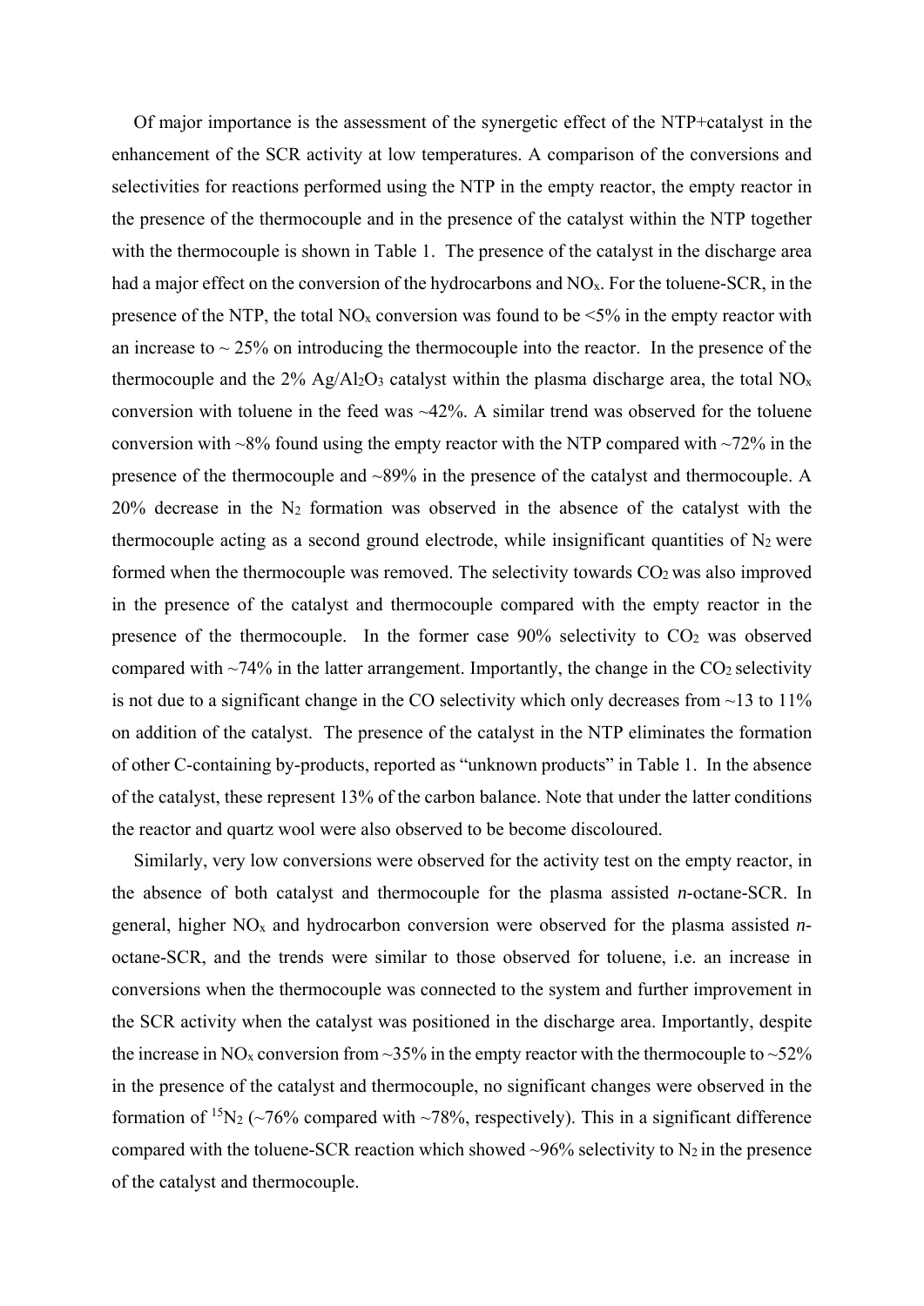Of major importance is the assessment of the synergetic effect of the NTP+catalyst in the enhancement of the SCR activity at low temperatures. A comparison of the conversions and selectivities for reactions performed using the NTP in the empty reactor, the empty reactor in the presence of the thermocouple and in the presence of the catalyst within the NTP together with the thermocouple is shown in Table 1. The presence of the catalyst in the discharge area had a major effect on the conversion of the hydrocarbons and $NO_x$. For the toluene-SCR, in the presence of the NTP, the total $NO_x$ conversion was found to be <5% in the empty reactor with an increase to ~ 25% on introducing the thermocouple into the reactor. In the presence of the thermocouple and the 2% $Ag/Al_2O_3$ catalyst within the plasma discharge area, the total $NO_x$ conversion with toluene in the feed was ~42%. A similar trend was observed for the toluene conversion with ~8% found using the empty reactor with the NTP compared with ~72% in the presence of the thermocouple and ~89% in the presence of the catalyst and thermocouple. A 20% decrease in the $N_2$ formation was observed in the absence of the catalyst with the thermocouple acting as a second ground electrode, while insignificant quantities of $N_2$ were formed when the thermocouple was removed. The selectivity towards $CO_2$ was also improved in the presence of the catalyst and thermocouple compared with the empty reactor in the presence of the thermocouple. In the former case 90% selectivity to $CO_2$ was observed compared with ~74% in the latter arrangement. Importantly, the change in the $CO_2$ selectivity is not due to a significant change in the CO selectivity which only decreases from ~13 to 11% on addition of the catalyst. The presence of the catalyst in the NTP eliminates the formation of other C-containing by-products, reported as "unknown products" in Table 1. In the absence of the catalyst, these represent 13% of the carbon balance. Note that under the latter conditions the reactor and quartz wool were also observed to be become discoloured.

Similarly, very low conversions were observed for the activity test on the empty reactor, in the absence of both catalyst and thermocouple for the plasma assisted *n*-octane-SCR. In general, higher $NO_x$ and hydrocarbon conversion were observed for the plasma assisted *n*-octane-SCR, and the trends were similar to those observed for toluene, i.e. an increase in conversions when the thermocouple was connected to the system and further improvement in the SCR activity when the catalyst was positioned in the discharge area. Importantly, despite the increase in $NO_x$ conversion from ~35% in the empty reactor with the thermocouple to ~52% in the presence of the catalyst and thermocouple, no significant changes were observed in the formation of $^{15}N_2$ (~76% compared with ~78%, respectively). This in a significant difference compared with the toluene-SCR reaction which showed ~96% selectivity to $N_2$ in the presence of the catalyst and thermocouple.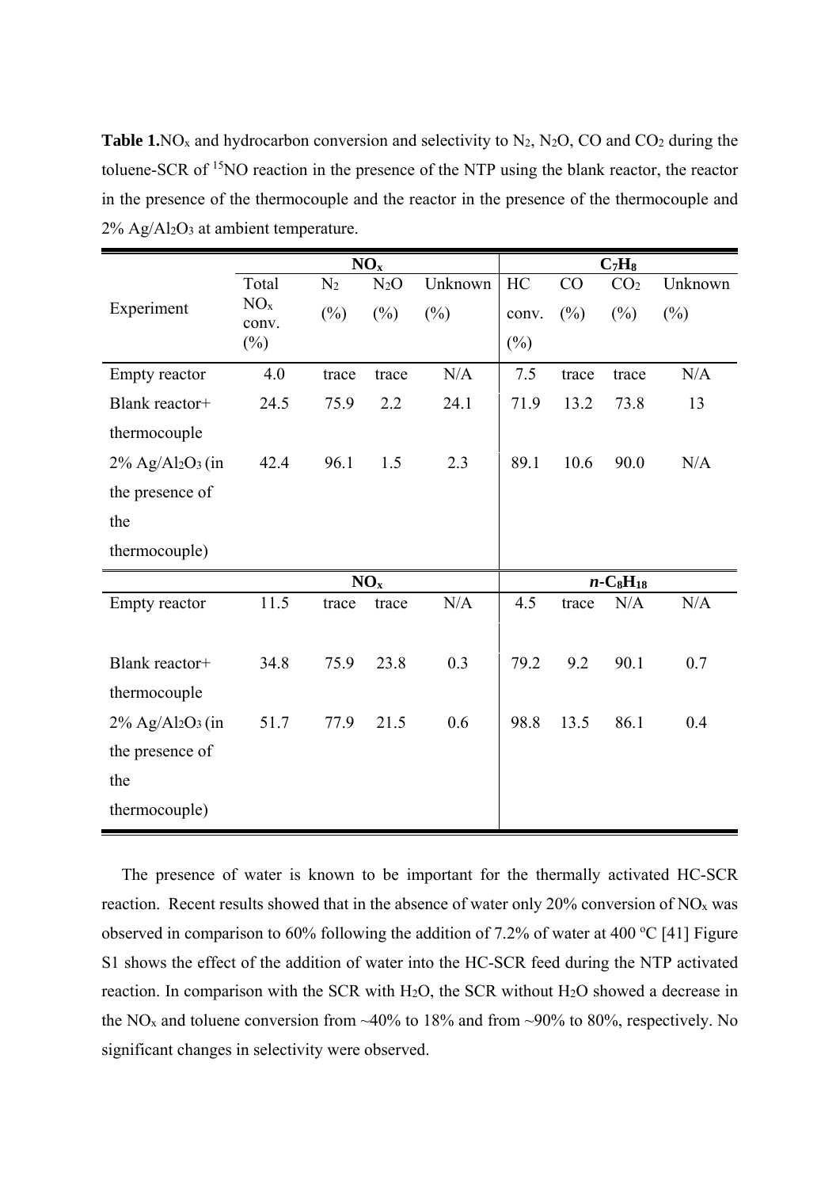**Table 1.** $NO_x$ and hydrocarbon conversion and selectivity to $N_2$, $N_2O$, CO and $CO_2$ during the toluene-SCR of $^{15}NO$ reaction in the presence of the NTP using the blank reactor, the reactor in the presence of the thermocouple and the reactor in the presence of the thermocouple and 2% $Ag/Al_2O_3$ at ambient temperature.

| | $NO_x$ | | | | $C_7H_8$ | | | |
|---|---|---|---|---|---|---|---|---|
| Experiment | Total $NO_x$ conv. (%) | $N_2$ (%) | $N_2O$ (%) | Unknown (%) | HC conv. (%) | CO (%) | $CO_2$ (%) | Unknown (%) |
| Empty reactor | 4.0 | trace | trace | N/A | 7.5 | trace | trace | N/A |
| Blank reactor+ thermocouple | 24.5 | 75.9 | 2.2 | 24.1 | 71.9 | 13.2 | 73.8 | 13 |
| 2% $Ag/Al_2O_3$ (in the presence of the thermocouple) | 42.4 | 96.1 | 1.5 | 2.3 | 89.1 | 10.6 | 90.0 | N/A |
| | $NO_x$ | | | | $n$-$C_8H_{18}$ | | | |
| Empty reactor | 11.5 | trace | trace | N/A | 4.5 | trace | N/A | N/A |
| Blank reactor+ thermocouple | 34.8 | 75.9 | 23.8 | 0.3 | 79.2 | 9.2 | 90.1 | 0.7 |
| 2% $Ag/Al_2O_3$ (in the presence of the thermocouple) | 51.7 | 77.9 | 21.5 | 0.6 | 98.8 | 13.5 | 86.1 | 0.4 |

The presence of water is known to be important for the thermally activated HC-SCR reaction. Recent results showed that in the absence of water only 20% conversion of $NO_x$ was observed in comparison to 60% following the addition of 7.2% of water at 400 ºC [41] Figure S1 shows the effect of the addition of water into the HC-SCR feed during the NTP activated reaction. In comparison with the SCR with $H_2O$, the SCR without $H_2O$ showed a decrease in the $NO_x$ and toluene conversion from ~40% to 18% and from ~90% to 80%, respectively. No significant changes in selectivity were observed.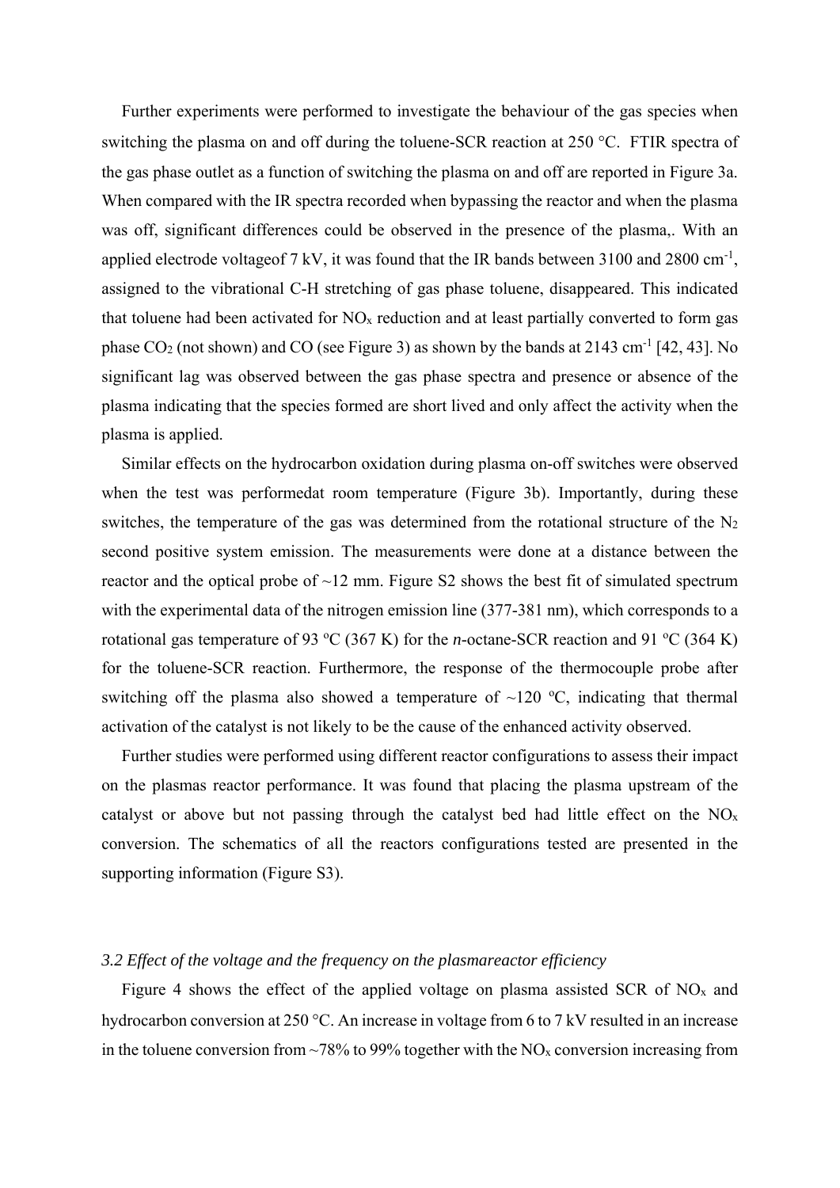Further experiments were performed to investigate the behaviour of the gas species when switching the plasma on and off during the toluene-SCR reaction at 250 °C. FTIR spectra of the gas phase outlet as a function of switching the plasma on and off are reported in Figure 3a. When compared with the IR spectra recorded when bypassing the reactor and when the plasma was off, significant differences could be observed in the presence of the plasma,. With an applied electrode voltageof 7 kV, it was found that the IR bands between 3100 and 2800 cm$^{-1}$, assigned to the vibrational C-H stretching of gas phase toluene, disappeared. This indicated that toluene had been activated for $NO_x$ reduction and at least partially converted to form gas phase $CO_2$ (not shown) and CO (see Figure 3) as shown by the bands at 2143 cm$^{-1}$ [42, 43]. No significant lag was observed between the gas phase spectra and presence or absence of the plasma indicating that the species formed are short lived and only affect the activity when the plasma is applied.

Similar effects on the hydrocarbon oxidation during plasma on-off switches were observed when the test was performedat room temperature (Figure 3b). Importantly, during these switches, the temperature of the gas was determined from the rotational structure of the $N_2$ second positive system emission. The measurements were done at a distance between the reactor and the optical probe of ~12 mm. Figure S2 shows the best fit of simulated spectrum with the experimental data of the nitrogen emission line (377-381 nm), which corresponds to a rotational gas temperature of 93 ºC (367 K) for the *n*-octane-SCR reaction and 91 ºC (364 K) for the toluene-SCR reaction. Furthermore, the response of the thermocouple probe after switching off the plasma also showed a temperature of ~120 ºC, indicating that thermal activation of the catalyst is not likely to be the cause of the enhanced activity observed.

Further studies were performed using different reactor configurations to assess their impact on the plasmas reactor performance. It was found that placing the plasma upstream of the catalyst or above but not passing through the catalyst bed had little effect on the $NO_x$ conversion. The schematics of all the reactors configurations tested are presented in the supporting information (Figure S3).

### *3.2 Effect of the voltage and the frequency on the plasmareactor efficiency*

Figure 4 shows the effect of the applied voltage on plasma assisted SCR of $NO_x$ and hydrocarbon conversion at 250 °C. An increase in voltage from 6 to 7 kV resulted in an increase in the toluene conversion from ~78% to 99% together with the $NO_x$ conversion increasing from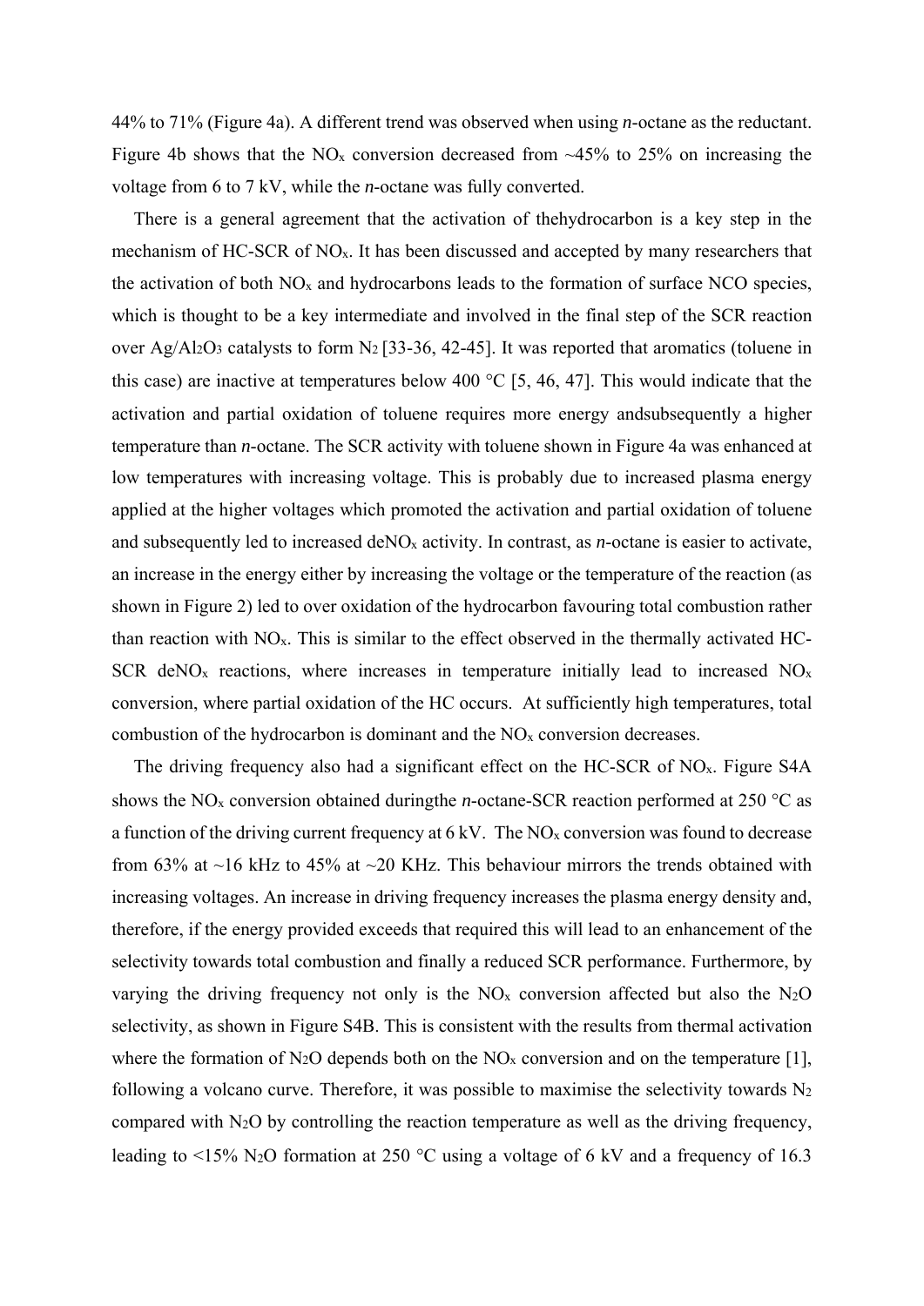44% to 71% (Figure 4a). A different trend was observed when using *n*-octane as the reductant. Figure 4b shows that the $NO_x$ conversion decreased from ~45% to 25% on increasing the voltage from 6 to 7 kV, while the *n*-octane was fully converted.

There is a general agreement that the activation of thehydrocarbon is a key step in the mechanism of HC-SCR of $NO_x$. It has been discussed and accepted by many researchers that the activation of both $NO_x$ and hydrocarbons leads to the formation of surface NCO species, which is thought to be a key intermediate and involved in the final step of the SCR reaction over $Ag/Al_2O_3$ catalysts to form $N_2$ [33-36, 42-45]. It was reported that aromatics (toluene in this case) are inactive at temperatures below 400 °C [5, 46, 47]. This would indicate that the activation and partial oxidation of toluene requires more energy andsubsequently a higher temperature than *n*-octane. The SCR activity with toluene shown in Figure 4a was enhanced at low temperatures with increasing voltage. This is probably due to increased plasma energy applied at the higher voltages which promoted the activation and partial oxidation of toluene and subsequently led to increased de$NO_x$ activity. In contrast, as *n*-octane is easier to activate, an increase in the energy either by increasing the voltage or the temperature of the reaction (as shown in Figure 2) led to over oxidation of the hydrocarbon favouring total combustion rather than reaction with $NO_x$. This is similar to the effect observed in the thermally activated HC-SCR de$NO_x$ reactions, where increases in temperature initially lead to increased $NO_x$ conversion, where partial oxidation of the HC occurs. At sufficiently high temperatures, total combustion of the hydrocarbon is dominant and the $NO_x$ conversion decreases.

The driving frequency also had a significant effect on the HC-SCR of $NO_x$. Figure S4A shows the $NO_x$ conversion obtained duringthe *n*-octane-SCR reaction performed at 250 °C as a function of the driving current frequency at 6 kV. The $NO_x$ conversion was found to decrease from 63% at ~16 kHz to 45% at ~20 KHz. This behaviour mirrors the trends obtained with increasing voltages. An increase in driving frequency increases the plasma energy density and, therefore, if the energy provided exceeds that required this will lead to an enhancement of the selectivity towards total combustion and finally a reduced SCR performance. Furthermore, by varying the driving frequency not only is the $NO_x$ conversion affected but also the $N_2O$ selectivity, as shown in Figure S4B. This is consistent with the results from thermal activation where the formation of $N_2O$ depends both on the $NO_x$ conversion and on the temperature [1], following a volcano curve. Therefore, it was possible to maximise the selectivity towards $N_2$ compared with $N_2O$ by controlling the reaction temperature as well as the driving frequency, leading to <15% $N_2O$ formation at 250 °C using a voltage of 6 kV and a frequency of 16.3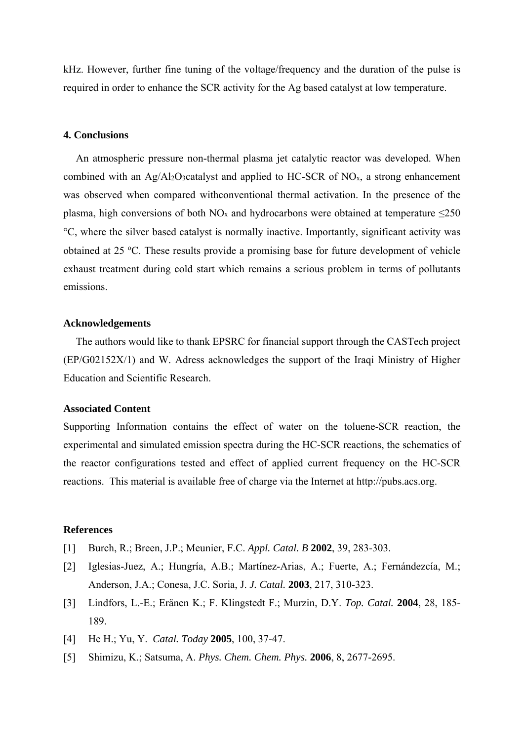kHz. However, further fine tuning of the voltage/frequency and the duration of the pulse is required in order to enhance the SCR activity for the Ag based catalyst at low temperature.

## 4. Conclusions

An atmospheric pressure non-thermal plasma jet catalytic reactor was developed. When combined with an $Ag/Al_2O_3$catalyst and applied to HC-SCR of $NO_x$, a strong enhancement was observed when compared withconventional thermal activation. In the presence of the plasma, high conversions of both $NO_x$ and hydrocarbons were obtained at temperature ≤250 °C, where the silver based catalyst is normally inactive. Importantly, significant activity was obtained at 25 ºC. These results provide a promising base for future development of vehicle exhaust treatment during cold start which remains a serious problem in terms of pollutants emissions.

## Acknowledgements

The authors would like to thank EPSRC for financial support through the CASTech project (EP/G02152X/1) and W. Adress acknowledges the support of the Iraqi Ministry of Higher Education and Scientific Research.

## Associated Content

Supporting Information contains the effect of water on the toluene-SCR reaction, the experimental and simulated emission spectra during the HC-SCR reactions, the schematics of the reactor configurations tested and effect of applied current frequency on the HC-SCR reactions. This material is available free of charge via the Internet at http://pubs.acs.org.

## References

[1] Burch, R.; Breen, J.P.; Meunier, F.C. *Appl. Catal. B* **2002**, 39, 283-303.

[2] Iglesias-Juez, A.; Hungría, A.B.; Martínez-Arias, A.; Fuerte, A.; Fernándezcía, M.; Anderson, J.A.; Conesa, J.C. Soria, J. *J. Catal.* **2003**, 217, 310-323.

[3] Lindfors, L.-E.; Eränen K.; F. Klingstedt F.; Murzin, D.Y. *Top. Catal.* **2004**, 28, 185-189.

[4] He H.; Yu, Y. *Catal. Today* **2005**, 100, 37-47.

[5] Shimizu, K.; Satsuma, A. *Phys. Chem. Chem. Phys.* **2006**, 8, 2677-2695.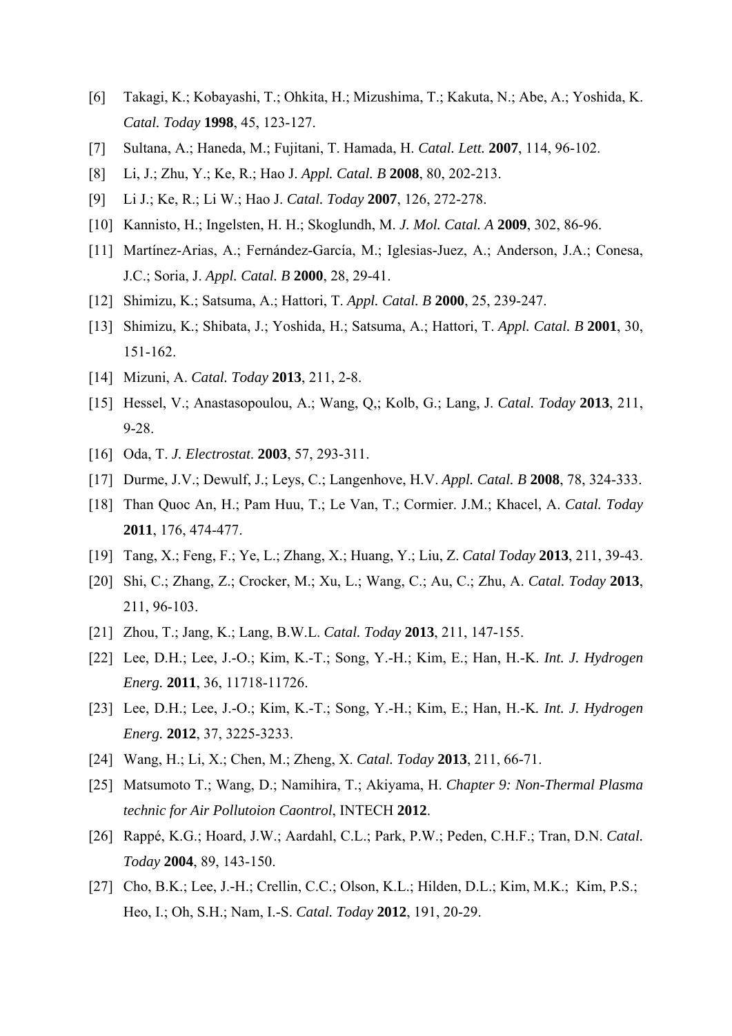[6] Takagi, K.; Kobayashi, T.; Ohkita, H.; Mizushima, T.; Kakuta, N.; Abe, A.; Yoshida, K. *Catal. Today* **1998**, 45, 123-127.

[7] Sultana, A.; Haneda, M.; Fujitani, T. Hamada, H. *Catal. Lett.* **2007**, 114, 96-102.

[8] Li, J.; Zhu, Y.; Ke, R.; Hao J. *Appl. Catal. B* **2008**, 80, 202-213.

[9] Li J.; Ke, R.; Li W.; Hao J. *Catal. Today* **2007**, 126, 272-278.

[10] Kannisto, H.; Ingelsten, H. H.; Skoglundh, M. *J. Mol. Catal. A* **2009**, 302, 86-96.

[11] Martínez-Arias, A.; Fernández-García, M.; Iglesias-Juez, A.; Anderson, J.A.; Conesa, J.C.; Soria, J. *Appl. Catal. B* **2000**, 28, 29-41.

[12] Shimizu, K.; Satsuma, A.; Hattori, T. *Appl. Catal. B* **2000**, 25, 239-247.

[13] Shimizu, K.; Shibata, J.; Yoshida, H.; Satsuma, A.; Hattori, T. *Appl. Catal. B* **2001**, 30, 151-162.

[14] Mizuni, A. *Catal. Today* **2013**, 211, 2-8.

[15] Hessel, V.; Anastasopoulou, A.; Wang, Q,; Kolb, G.; Lang, J. *Catal. Today* **2013**, 211, 9-28.

[16] Oda, T. *J. Electrostat*. **2003**, 57, 293-311.

[17] Durme, J.V.; Dewulf, J.; Leys, C.; Langenhove, H.V. *Appl. Catal. B* **2008**, 78, 324-333.

[18] Than Quoc An, H.; Pam Huu, T.; Le Van, T.; Cormier. J.M.; Khacel, A. *Catal. Today* **2011**, 176, 474-477.

[19] Tang, X.; Feng, F.; Ye, L.; Zhang, X.; Huang, Y.; Liu, Z. *Catal Today* **2013**, 211, 39-43.

[20] Shi, C.; Zhang, Z.; Crocker, M.; Xu, L.; Wang, C.; Au, C.; Zhu, A. *Catal. Today* **2013**, 211, 96-103.

[21] Zhou, T.; Jang, K.; Lang, B.W.L. *Catal. Today* **2013**, 211, 147-155.

[22] Lee, D.H.; Lee, J.-O.; Kim, K.-T.; Song, Y.-H.; Kim, E.; Han, H.-K. *Int. J. Hydrogen Energ.* **2011**, 36, 11718-11726.

[23] Lee, D.H.; Lee, J.-O.; Kim, K.-T.; Song, Y.-H.; Kim, E.; Han, H.-K. *Int. J. Hydrogen Energ.* **2012**, 37, 3225-3233.

[24] Wang, H.; Li, X.; Chen, M.; Zheng, X. *Catal. Today* **2013**, 211, 66-71.

[25] Matsumoto T.; Wang, D.; Namihira, T.; Akiyama, H. *Chapter 9: Non-Thermal Plasma technic for Air Pollutoion Caontrol*, INTECH **2012**.

[26] Rappé, K.G.; Hoard, J.W.; Aardahl, C.L.; Park, P.W.; Peden, C.H.F.; Tran, D.N. *Catal. Today* **2004**, 89, 143-150.

[27] Cho, B.K.; Lee, J.-H.; Crellin, C.C.; Olson, K.L.; Hilden, D.L.; Kim, M.K.; Kim, P.S.; Heo, I.; Oh, S.H.; Nam, I.-S. *Catal. Today* **2012**, 191, 20-29.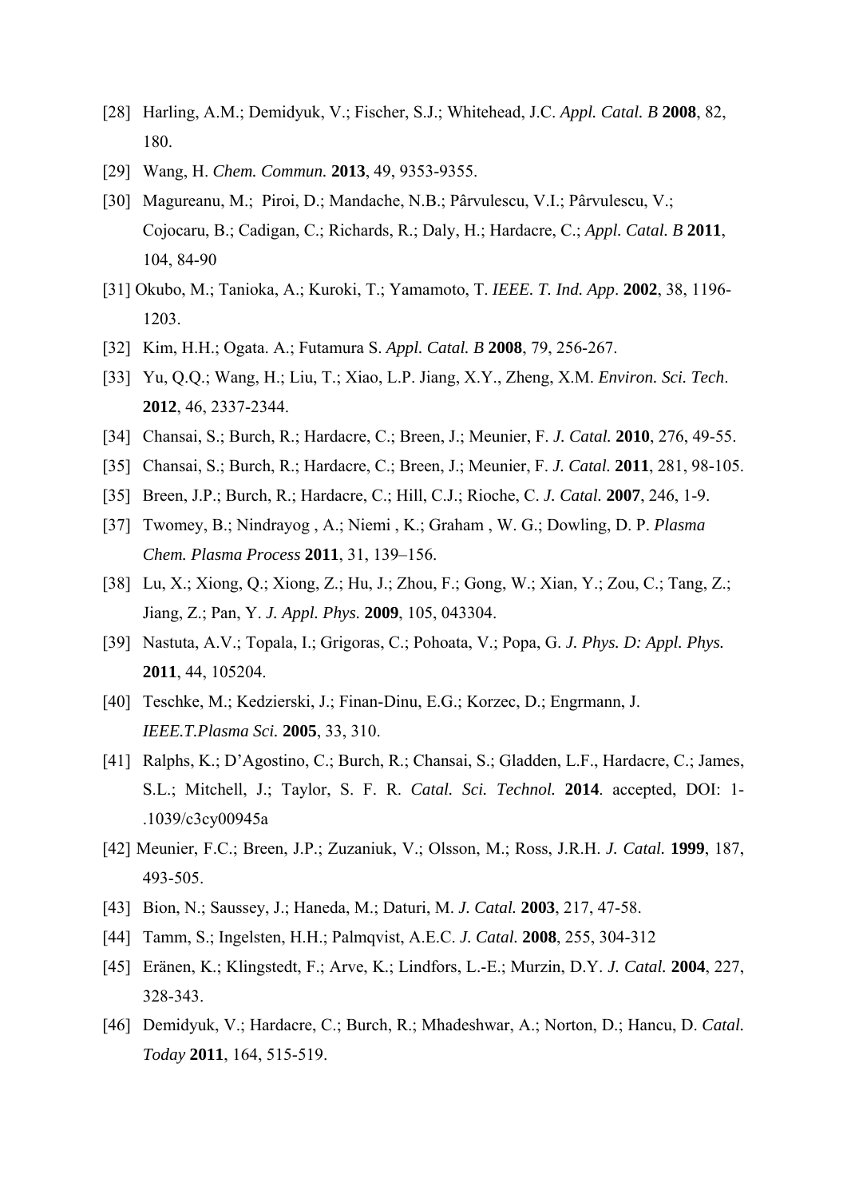[28] Harling, A.M.; Demidyuk, V.; Fischer, S.J.; Whitehead, J.C. *Appl. Catal. B* **2008**, 82, 180.

[29] Wang, H. *Chem. Commun.* **2013**, 49, 9353-9355.

[30] Magureanu, M.; Piroi, D.; Mandache, N.B.; Pârvulescu, V.I.; Pârvulescu, V.; Cojocaru, B.; Cadigan, C.; Richards, R.; Daly, H.; Hardacre, C.; *Appl. Catal. B* **2011**, 104, 84-90

[31] Okubo, M.; Tanioka, A.; Kuroki, T.; Yamamoto, T. *IEEE. T. Ind. App*. **2002**, 38, 1196-1203.

[32] Kim, H.H.; Ogata. A.; Futamura S. *Appl. Catal. B* **2008**, 79, 256-267.

[33] Yu, Q.Q.; Wang, H.; Liu, T.; Xiao, L.P. Jiang, X.Y., Zheng, X.M. *Environ. Sci. Tech*. **2012**, 46, 2337-2344.

[34] Chansai, S.; Burch, R.; Hardacre, C.; Breen, J.; Meunier, F. *J. Catal.* **2010**, 276, 49-55.

[35] Chansai, S.; Burch, R.; Hardacre, C.; Breen, J.; Meunier, F. *J. Catal.* **2011**, 281, 98-105.

[35] Breen, J.P.; Burch, R.; Hardacre, C.; Hill, C.J.; Rioche, C. *J. Catal.* **2007**, 246, 1-9.

[37] Twomey, B.; Nindrayog , A.; Niemi , K.; Graham , W. G.; Dowling, D. P. *Plasma Chem. Plasma Process* **2011**, 31, 139–156.

[38] Lu, X.; Xiong, Q.; Xiong, Z.; Hu, J.; Zhou, F.; Gong, W.; Xian, Y.; Zou, C.; Tang, Z.; Jiang, Z.; Pan, Y. *J. Appl. Phys.* **2009**, 105, 043304.

[39] Nastuta, A.V.; Topala, I.; Grigoras, C.; Pohoata, V.; Popa, G. *J. Phys. D: Appl. Phys.* **2011**, 44, 105204.

[40] Teschke, M.; Kedzierski, J.; Finan-Dinu, E.G.; Korzec, D.; Engrmann, J. *IEEE.T.Plasma Sci.* **2005**, 33, 310.

[41] Ralphs, K.; D'Agostino, C.; Burch, R.; Chansai, S.; Gladden, L.F., Hardacre, C.; James, S.L.; Mitchell, J.; Taylor, S. F. R. *Catal. Sci. Technol.* **2014**. accepted, DOI: 1-.1039/c3cy00945a

[42] Meunier, F.C.; Breen, J.P.; Zuzaniuk, V.; Olsson, M.; Ross, J.R.H. *J. Catal.* **1999**, 187, 493-505.

[43] Bion, N.; Saussey, J.; Haneda, M.; Daturi, M. *J. Catal.* **2003**, 217, 47-58.

[44] Tamm, S.; Ingelsten, H.H.; Palmqvist, A.E.C. *J. Catal.* **2008**, 255, 304-312

[45] Eränen, K.; Klingstedt, F.; Arve, K.; Lindfors, L.-E.; Murzin, D.Y. *J. Catal.* **2004**, 227, 328-343.

[46] Demidyuk, V.; Hardacre, C.; Burch, R.; Mhadeshwar, A.; Norton, D.; Hancu, D. *Catal. Today* **2011**, 164, 515-519.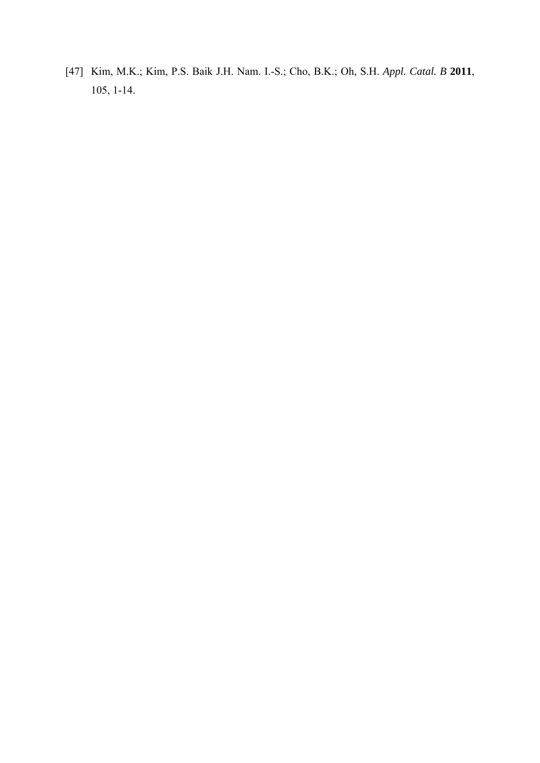[47] Kim, M.K.; Kim, P.S. Baik J.H. Nam. I.-S.; Cho, B.K.; Oh, S.H. *Appl. Catal. B* **2011**, 105, 1-14.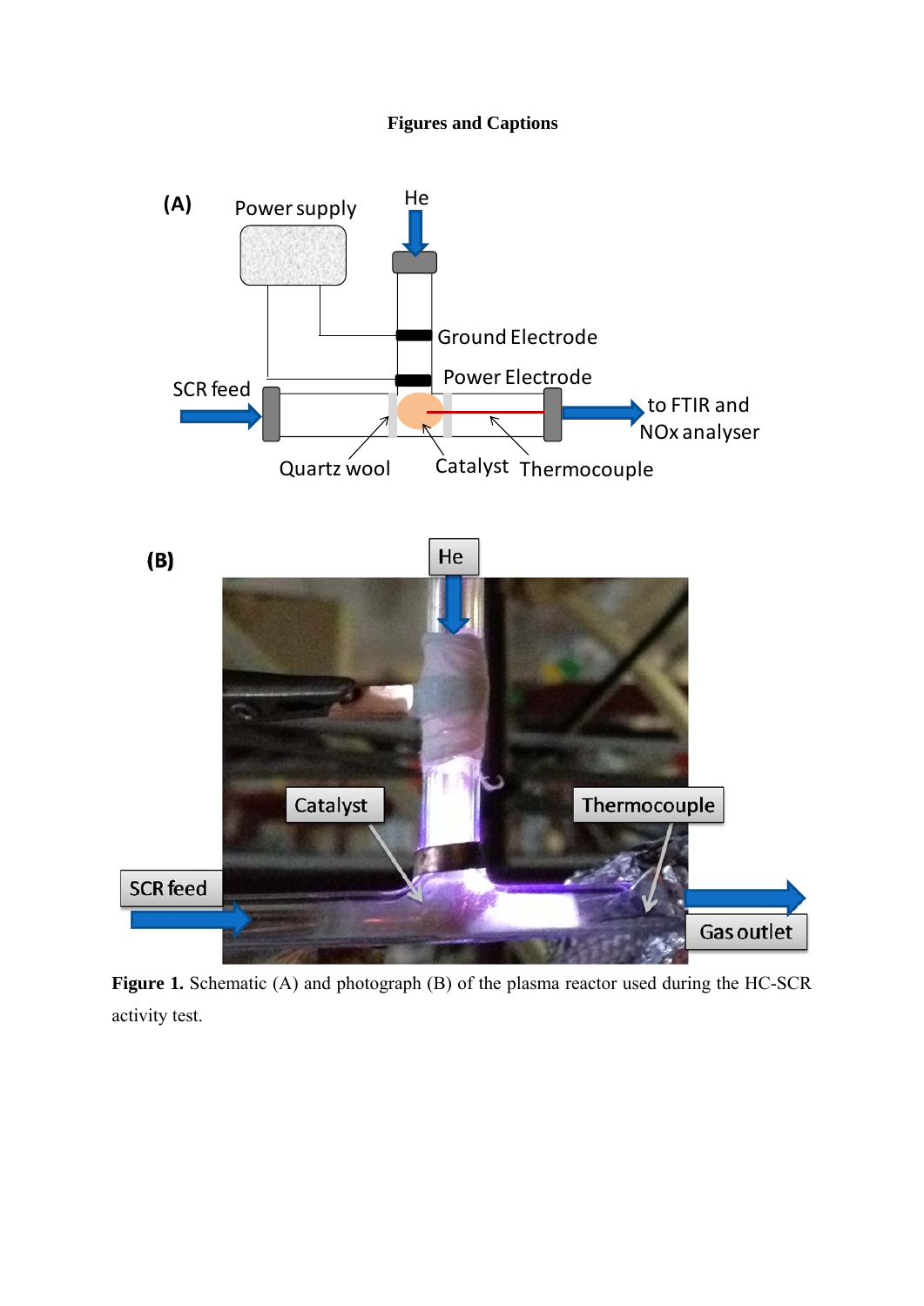**Figures and Captions**

**Figure 1.** Schematic (A) and photograph (B) of the plasma reactor used during the HC-SCR activity test.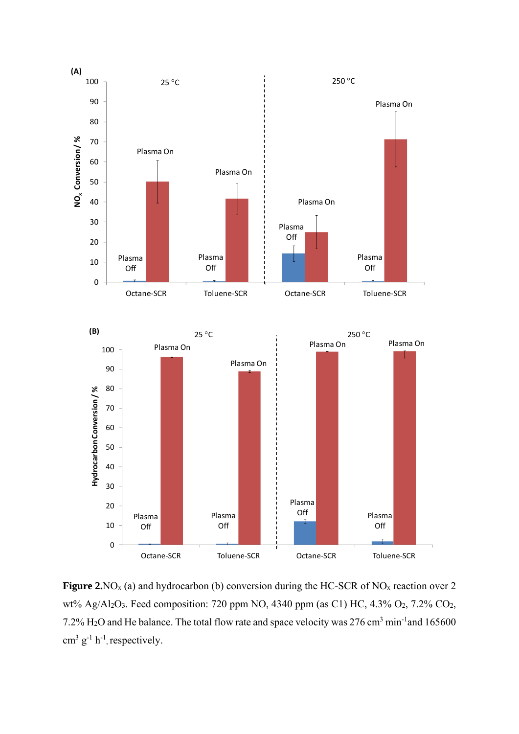**Figure 2.** $NO_x$ (a) and hydrocarbon (b) conversion during the HC-SCR of $NO_x$ reaction over 2 wt% $Ag/Al_2O_3$. Feed composition: 720 ppm NO, 4340 ppm (as C1) HC, 4.3% $O_2$, 7.2% $CO_2$, 7.2% $H_2O$ and He balance. The total flow rate and space velocity was 276 $cm^3\ min^{-1}$ and 165600 $cm^3\ g^{-1}\ h^{-1}$, respectively.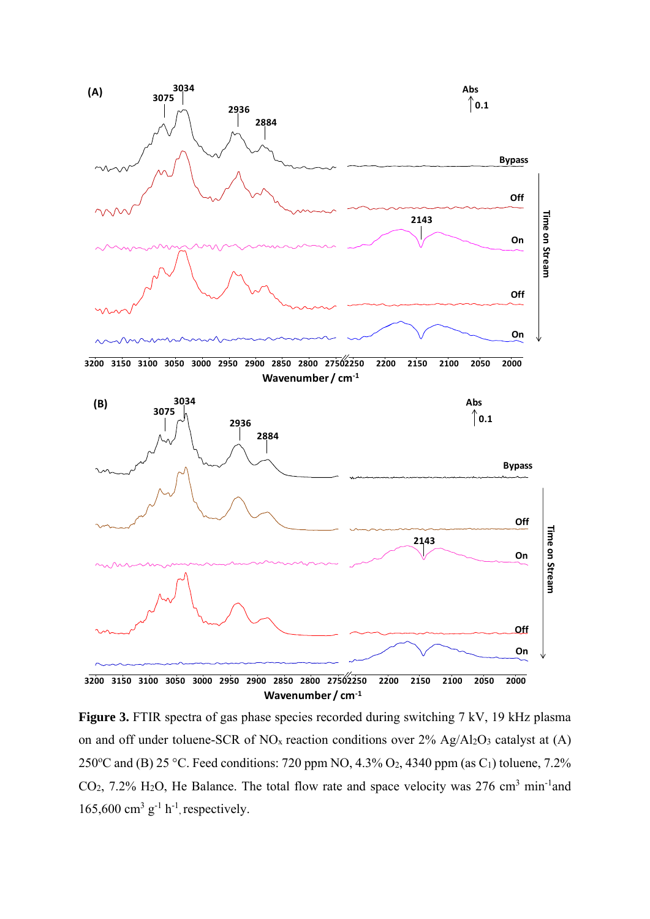**Figure 3.** FTIR spectra of gas phase species recorded during switching 7 kV, 19 kHz plasma on and off under toluene-SCR of $NO_x$ reaction conditions over 2% $Ag/Al_2O_3$ catalyst at (A) 250°C and (B) 25 °C. Feed conditions: 720 ppm NO, 4.3% $O_2$, 4340 ppm (as $C_1$) toluene, 7.2% $CO_2$, 7.2% $H_2O$, He Balance. The total flow rate and space velocity was 276 $cm^3$ $min^{-1}$ and 165,600 $cm^3$ $g^{-1}$ $h^{-1}$, respectively.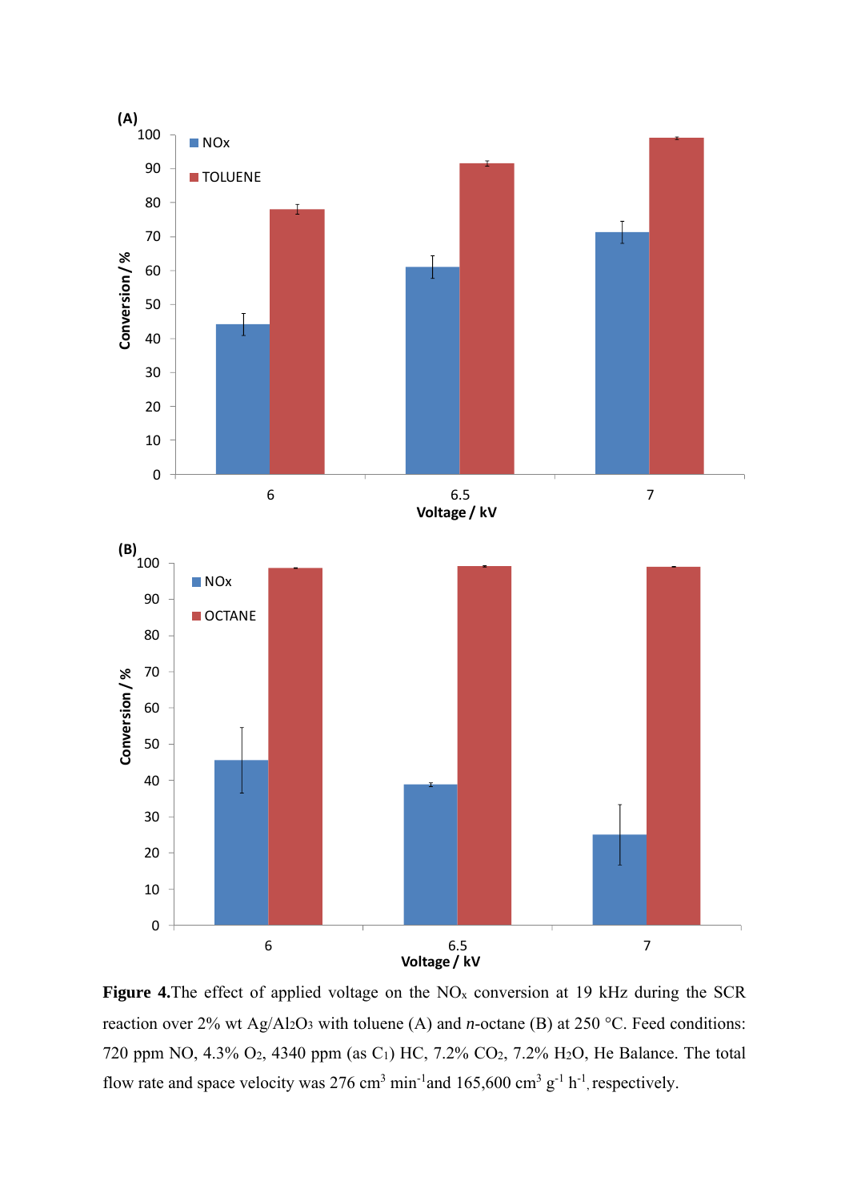(A)

100
90
80
70
60
50
40
30
20
10
0

Conversion / %

NOx
TOLUENE

6
6.5
7

Voltage / kV

(B)

100
90
80
70
60
50
40
30
20
10
0

Conversion / %

NOx
OCTANE

6
6.5
7

Voltage / kV

**Figure 4.**The effect of applied voltage on the $NO_x$ conversion at 19 kHz during the SCR reaction over 2% wt $Ag/Al_2O_3$ with toluene (A) and *n*-octane (B) at 250 °C. Feed conditions: 720 ppm NO, 4.3% $O_2$, 4340 ppm (as $C_1$) HC, 7.2% $CO_2$, 7.2% $H_2O$, He Balance. The total flow rate and space velocity was 276 $cm^3$ $min^{-1}$and 165,600 $cm^3$ $g^{-1}$ $h^{-1}$, respectively.